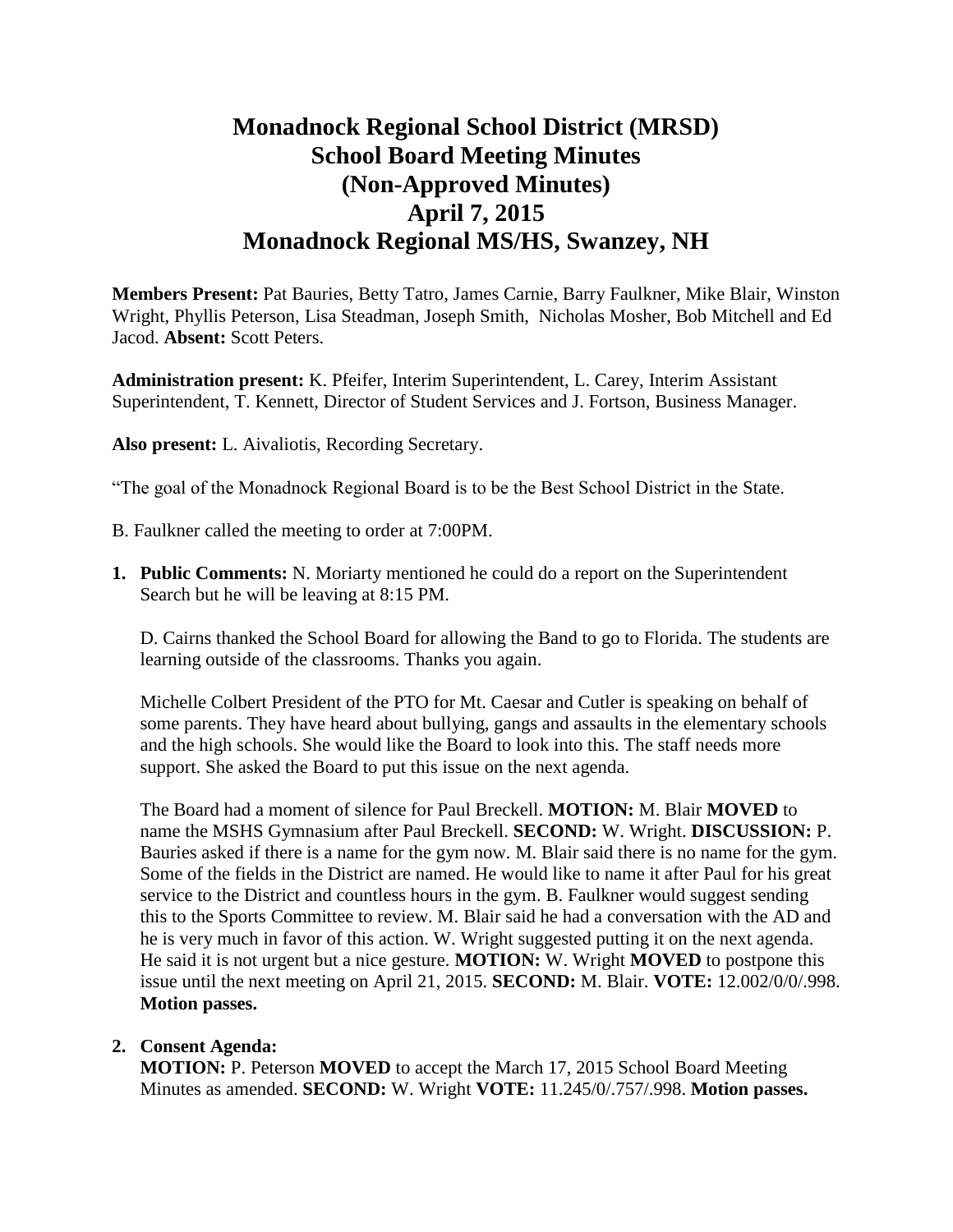# Monadnock Regional School District (MRSD) School Board Meeting Minutes (Non-Approved Minutes) April 7, 2015 Monadnock Regional MS/HS, Swanzey, NH

**Members Present:** Pat Bauries, Betty Tatro, James Carnie, Barry Faulkner, Mike Blair, Winston Wright, Phyllis Peterson, Lisa Steadman, Joseph Smith, Nicholas Mosher, Bob Mitchell and Ed Jacod. **Absent:** Scott Peters.

**Administration present:** K. Pfeifer, Interim Superintendent, L. Carey, Interim Assistant Superintendent, T. Kennett, Director of Student Services and J. Fortson, Business Manager.

**Also present:** L. Aivaliotis, Recording Secretary.

"The goal of the Monadnock Regional Board is to be the Best School District in the State.

B. Faulkner called the meeting to order at 7:00PM.

1. **Public Comments:** N. Moriarty mentioned he could do a report on the Superintendent Search but he will be leaving at 8:15 PM.

   D. Cairns thanked the School Board for allowing the Band to go to Florida. The students are learning outside of the classrooms. Thanks you again.

   Michelle Colbert President of the PTO for Mt. Caesar and Cutler is speaking on behalf of some parents. They have heard about bullying, gangs and assaults in the elementary schools and the high schools. She would like the Board to look into this. The staff needs more support. She asked the Board to put this issue on the next agenda.

   The Board had a moment of silence for Paul Breckell. **MOTION:** M. Blair **MOVED** to name the MSHS Gymnasium after Paul Breckell. **SECOND:** W. Wright. **DISCUSSION:** P. Bauries asked if there is a name for the gym now. M. Blair said there is no name for the gym. Some of the fields in the District are named. He would like to name it after Paul for his great service to the District and countless hours in the gym. B. Faulkner would suggest sending this to the Sports Committee to review. M. Blair said he had a conversation with the AD and he is very much in favor of this action. W. Wright suggested putting it on the next agenda. He said it is not urgent but a nice gesture. **MOTION:** W. Wright **MOVED** to postpone this issue until the next meeting on April 21, 2015. **SECOND:** M. Blair. **VOTE:** 12.002/0/0/.998. **Motion passes.**

2. **Consent Agenda:**
   **MOTION:** P. Peterson **MOVED** to accept the March 17, 2015 School Board Meeting Minutes as amended. **SECOND:** W. Wright **VOTE:** 11.245/0/.757/.998. **Motion passes.**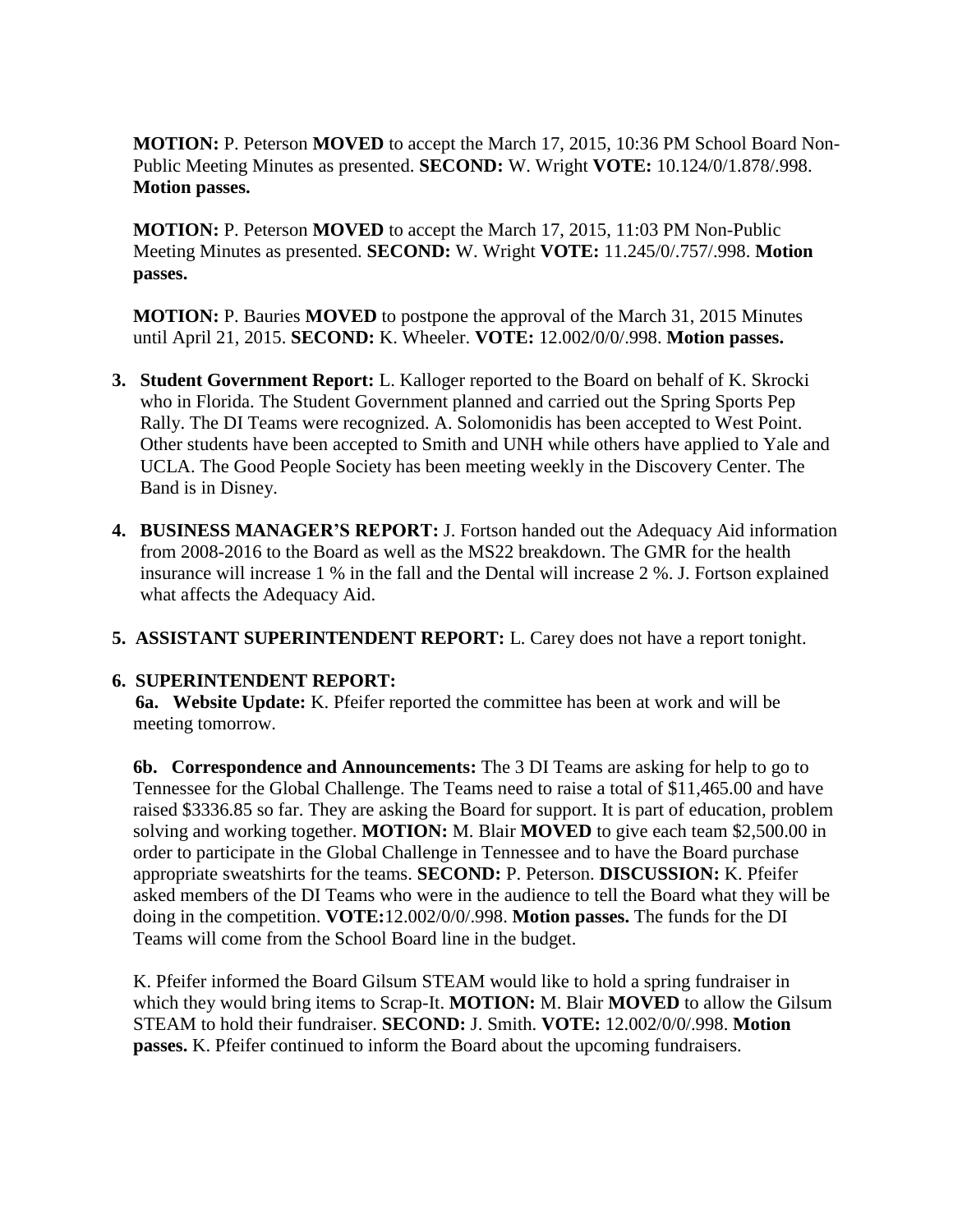**MOTION:** P. Peterson **MOVED** to accept the March 17, 2015, 10:36 PM School Board Non-Public Meeting Minutes as presented. **SECOND:** W. Wright **VOTE:** 10.124/0/1.878/.998. **Motion passes.**

**MOTION:** P. Peterson **MOVED** to accept the March 17, 2015, 11:03 PM Non-Public Meeting Minutes as presented. **SECOND:** W. Wright **VOTE:** 11.245/0/.757/.998. **Motion passes.**

**MOTION:** P. Bauries **MOVED** to postpone the approval of the March 31, 2015 Minutes until April 21, 2015. **SECOND:** K. Wheeler. **VOTE:** 12.002/0/0/.998. **Motion passes.**

3. **Student Government Report:** L. Kalloger reported to the Board on behalf of K. Skrocki who in Florida. The Student Government planned and carried out the Spring Sports Pep Rally. The DI Teams were recognized. A. Solomonidis has been accepted to West Point. Other students have been accepted to Smith and UNH while others have applied to Yale and UCLA. The Good People Society has been meeting weekly in the Discovery Center. The Band is in Disney.

4. **BUSINESS MANAGER'S REPORT:** J. Fortson handed out the Adequacy Aid information from 2008-2016 to the Board as well as the MS22 breakdown. The GMR for the health insurance will increase 1 % in the fall and the Dental will increase 2 %. J. Fortson explained what affects the Adequacy Aid.

5. **ASSISTANT SUPERINTENDENT REPORT:** L. Carey does not have a report tonight.

6. **SUPERINTENDENT REPORT:**

**6a. Website Update:** K. Pfeifer reported the committee has been at work and will be meeting tomorrow.

**6b. Correspondence and Announcements:** The 3 DI Teams are asking for help to go to Tennessee for the Global Challenge. The Teams need to raise a total of $11,465.00 and have raised $3336.85 so far. They are asking the Board for support. It is part of education, problem solving and working together. **MOTION:** M. Blair **MOVED** to give each team $2,500.00 in order to participate in the Global Challenge in Tennessee and to have the Board purchase appropriate sweatshirts for the teams. **SECOND:** P. Peterson. **DISCUSSION:** K. Pfeifer asked members of the DI Teams who were in the audience to tell the Board what they will be doing in the competition. **VOTE:**12.002/0/0/.998. **Motion passes.** The funds for the DI Teams will come from the School Board line in the budget.

K. Pfeifer informed the Board Gilsum STEAM would like to hold a spring fundraiser in which they would bring items to Scrap-It. **MOTION:** M. Blair **MOVED** to allow the Gilsum STEAM to hold their fundraiser. **SECOND:** J. Smith. **VOTE:** 12.002/0/0/.998. **Motion passes.** K. Pfeifer continued to inform the Board about the upcoming fundraisers.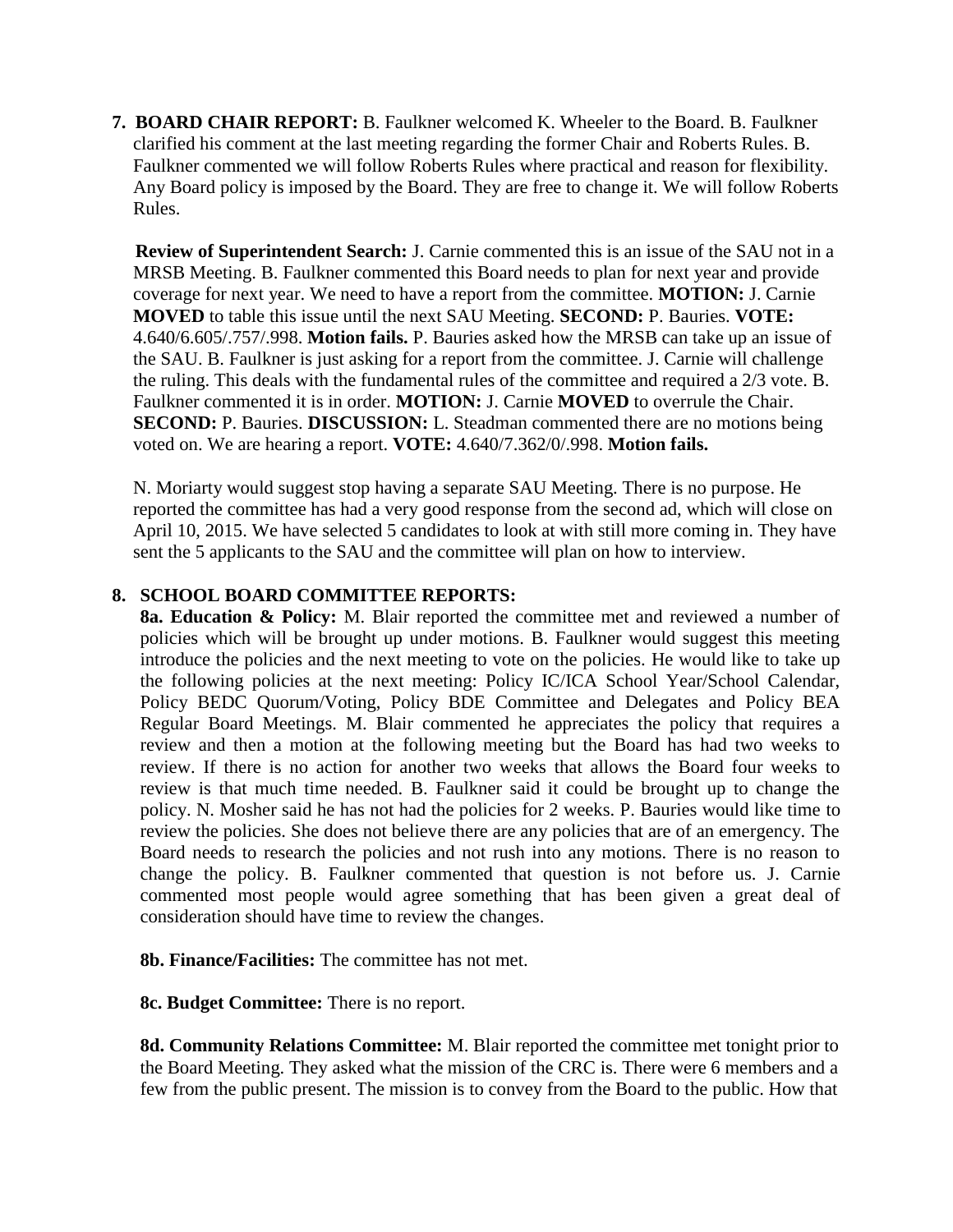**7. BOARD CHAIR REPORT:** B. Faulkner welcomed K. Wheeler to the Board. B. Faulkner clarified his comment at the last meeting regarding the former Chair and Roberts Rules. B. Faulkner commented we will follow Roberts Rules where practical and reason for flexibility. Any Board policy is imposed by the Board. They are free to change it. We will follow Roberts Rules.

**Review of Superintendent Search:** J. Carnie commented this is an issue of the SAU not in a MRSB Meeting. B. Faulkner commented this Board needs to plan for next year and provide coverage for next year. We need to have a report from the committee. **MOTION:** J. Carnie **MOVED** to table this issue until the next SAU Meeting. **SECOND:** P. Bauries. **VOTE:** 4.640/6.605/.757/.998. **Motion fails.** P. Bauries asked how the MRSB can take up an issue of the SAU. B. Faulkner is just asking for a report from the committee. J. Carnie will challenge the ruling. This deals with the fundamental rules of the committee and required a 2/3 vote. B. Faulkner commented it is in order. **MOTION:** J. Carnie **MOVED** to overrule the Chair. **SECOND:** P. Bauries. **DISCUSSION:** L. Steadman commented there are no motions being voted on. We are hearing a report. **VOTE:** 4.640/7.362/0/.998. **Motion fails.**

N. Moriarty would suggest stop having a separate SAU Meeting. There is no purpose. He reported the committee has had a very good response from the second ad, which will close on April 10, 2015. We have selected 5 candidates to look at with still more coming in. They have sent the 5 applicants to the SAU and the committee will plan on how to interview.

**8. SCHOOL BOARD COMMITTEE REPORTS:**

**8a. Education & Policy:** M. Blair reported the committee met and reviewed a number of policies which will be brought up under motions. B. Faulkner would suggest this meeting introduce the policies and the next meeting to vote on the policies. He would like to take up the following policies at the next meeting: Policy IC/ICA School Year/School Calendar, Policy BEDC Quorum/Voting, Policy BDE Committee and Delegates and Policy BEA Regular Board Meetings. M. Blair commented he appreciates the policy that requires a review and then a motion at the following meeting but the Board has had two weeks to review. If there is no action for another two weeks that allows the Board four weeks to review is that much time needed. B. Faulkner said it could be brought up to change the policy. N. Mosher said he has not had the policies for 2 weeks. P. Bauries would like time to review the policies. She does not believe there are any policies that are of an emergency. The Board needs to research the policies and not rush into any motions. There is no reason to change the policy. B. Faulkner commented that question is not before us. J. Carnie commented most people would agree something that has been given a great deal of consideration should have time to review the changes.

**8b. Finance/Facilities:** The committee has not met.

**8c. Budget Committee:** There is no report.

**8d. Community Relations Committee:** M. Blair reported the committee met tonight prior to the Board Meeting. They asked what the mission of the CRC is. There were 6 members and a few from the public present. The mission is to convey from the Board to the public. How that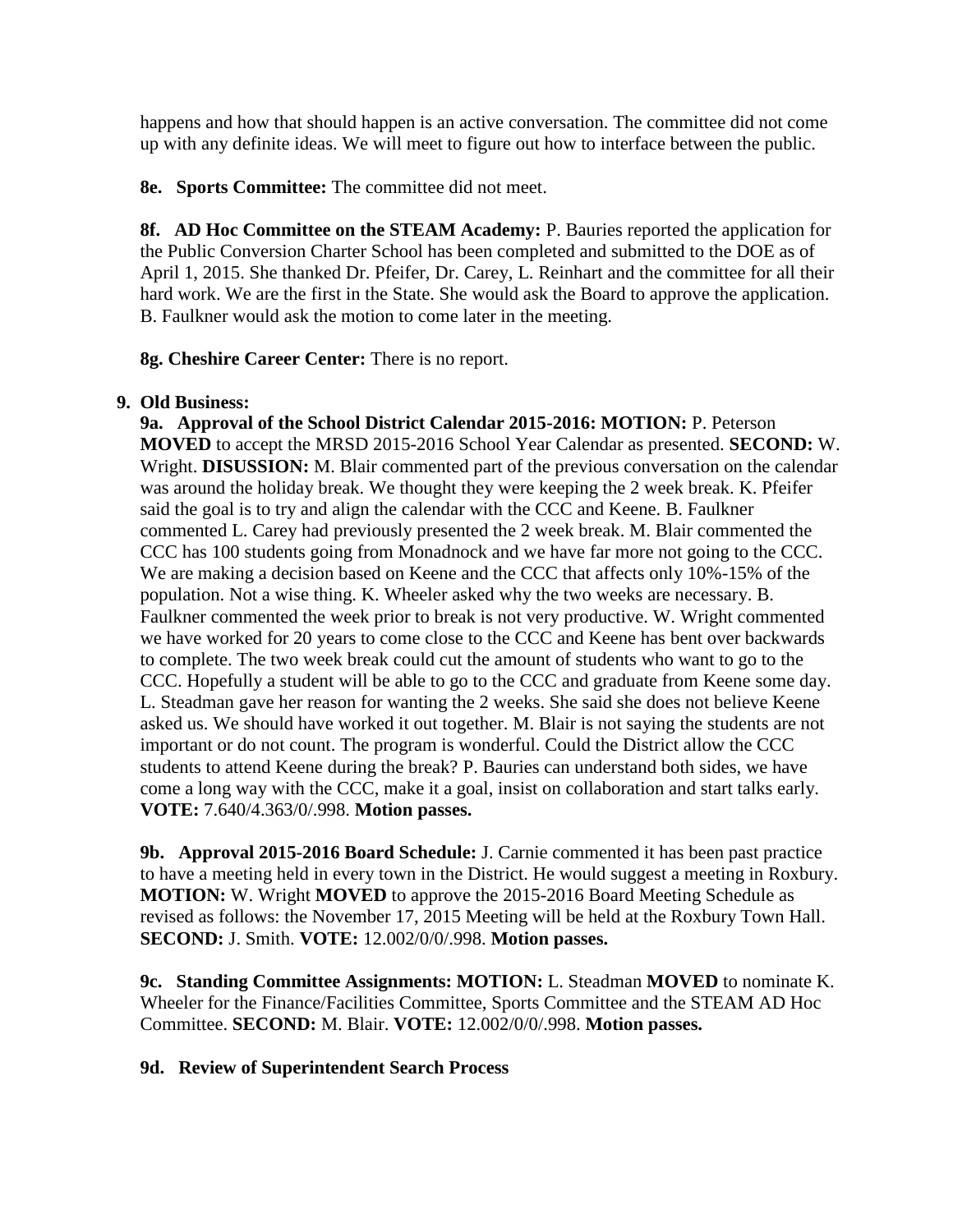happens and how that should happen is an active conversation. The committee did not come up with any definite ideas. We will meet to figure out how to interface between the public.

**8e. Sports Committee:** The committee did not meet.

**8f. AD Hoc Committee on the STEAM Academy:** P. Bauries reported the application for the Public Conversion Charter School has been completed and submitted to the DOE as of April 1, 2015. She thanked Dr. Pfeifer, Dr. Carey, L. Reinhart and the committee for all their hard work. We are the first in the State. She would ask the Board to approve the application. B. Faulkner would ask the motion to come later in the meeting.

**8g. Cheshire Career Center:** There is no report.

**9. Old Business:**

**9a. Approval of the School District Calendar 2015-2016: MOTION:** P. Peterson **MOVED** to accept the MRSD 2015-2016 School Year Calendar as presented. **SECOND:** W. Wright. **DISUSSION:** M. Blair commented part of the previous conversation on the calendar was around the holiday break. We thought they were keeping the 2 week break. K. Pfeifer said the goal is to try and align the calendar with the CCC and Keene. B. Faulkner commented L. Carey had previously presented the 2 week break. M. Blair commented the CCC has 100 students going from Monadnock and we have far more not going to the CCC. We are making a decision based on Keene and the CCC that affects only 10%-15% of the population. Not a wise thing. K. Wheeler asked why the two weeks are necessary. B. Faulkner commented the week prior to break is not very productive. W. Wright commented we have worked for 20 years to come close to the CCC and Keene has bent over backwards to complete. The two week break could cut the amount of students who want to go to the CCC. Hopefully a student will be able to go to the CCC and graduate from Keene some day. L. Steadman gave her reason for wanting the 2 weeks. She said she does not believe Keene asked us. We should have worked it out together. M. Blair is not saying the students are not important or do not count. The program is wonderful. Could the District allow the CCC students to attend Keene during the break? P. Bauries can understand both sides, we have come a long way with the CCC, make it a goal, insist on collaboration and start talks early. **VOTE:** 7.640/4.363/0/.998. **Motion passes.**

**9b. Approval 2015-2016 Board Schedule:** J. Carnie commented it has been past practice to have a meeting held in every town in the District. He would suggest a meeting in Roxbury. **MOTION:** W. Wright **MOVED** to approve the 2015-2016 Board Meeting Schedule as revised as follows: the November 17, 2015 Meeting will be held at the Roxbury Town Hall. **SECOND:** J. Smith. **VOTE:** 12.002/0/0/.998. **Motion passes.**

**9c. Standing Committee Assignments: MOTION:** L. Steadman **MOVED** to nominate K. Wheeler for the Finance/Facilities Committee, Sports Committee and the STEAM AD Hoc Committee. **SECOND:** M. Blair. **VOTE:** 12.002/0/0/.998. **Motion passes.**

**9d. Review of Superintendent Search Process**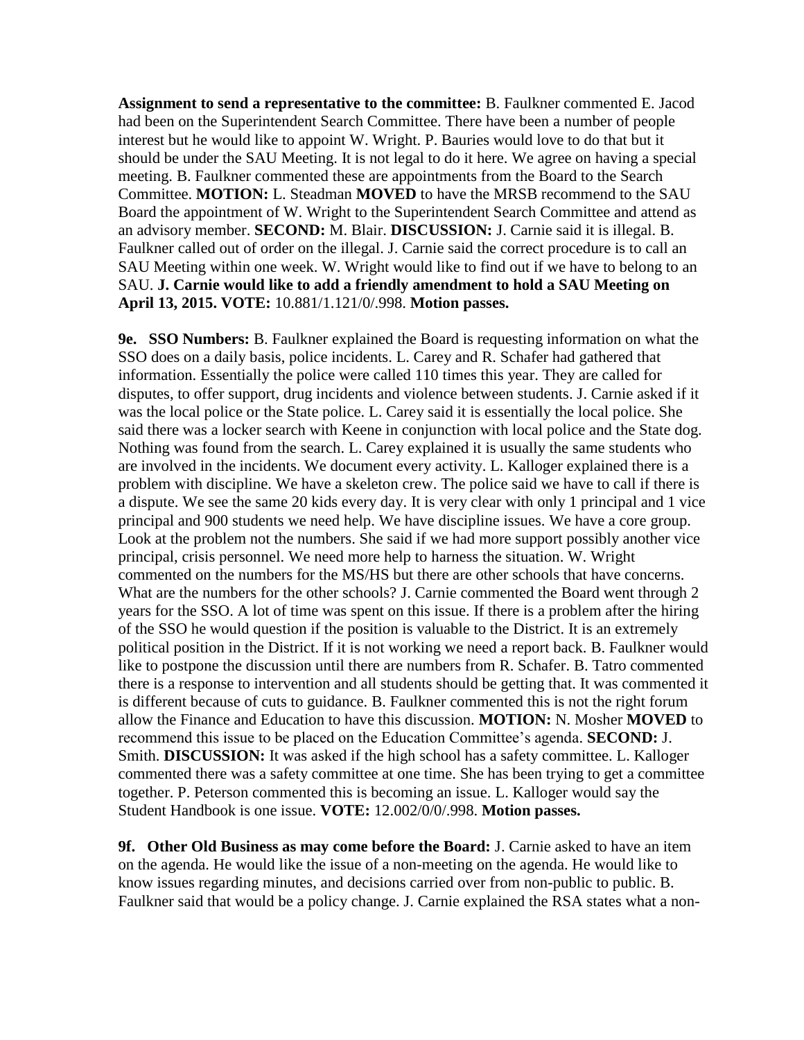**Assignment to send a representative to the committee:** B. Faulkner commented E. Jacod had been on the Superintendent Search Committee. There have been a number of people interest but he would like to appoint W. Wright. P. Bauries would love to do that but it should be under the SAU Meeting. It is not legal to do it here. We agree on having a special meeting. B. Faulkner commented these are appointments from the Board to the Search Committee. **MOTION:** L. Steadman **MOVED** to have the MRSB recommend to the SAU Board the appointment of W. Wright to the Superintendent Search Committee and attend as an advisory member. **SECOND:** M. Blair. **DISCUSSION:** J. Carnie said it is illegal. B. Faulkner called out of order on the illegal. J. Carnie said the correct procedure is to call an SAU Meeting within one week. W. Wright would like to find out if we have to belong to an SAU. **J. Carnie would like to add a friendly amendment to hold a SAU Meeting on April 13, 2015. VOTE:** 10.881/1.121/0/.998. **Motion passes.**

**9e. SSO Numbers:** B. Faulkner explained the Board is requesting information on what the SSO does on a daily basis, police incidents. L. Carey and R. Schafer had gathered that information. Essentially the police were called 110 times this year. They are called for disputes, to offer support, drug incidents and violence between students. J. Carnie asked if it was the local police or the State police. L. Carey said it is essentially the local police. She said there was a locker search with Keene in conjunction with local police and the State dog. Nothing was found from the search. L. Carey explained it is usually the same students who are involved in the incidents. We document every activity. L. Kalloger explained there is a problem with discipline. We have a skeleton crew. The police said we have to call if there is a dispute. We see the same 20 kids every day. It is very clear with only 1 principal and 1 vice principal and 900 students we need help. We have discipline issues. We have a core group. Look at the problem not the numbers. She said if we had more support possibly another vice principal, crisis personnel. We need more help to harness the situation. W. Wright commented on the numbers for the MS/HS but there are other schools that have concerns. What are the numbers for the other schools? J. Carnie commented the Board went through 2 years for the SSO. A lot of time was spent on this issue. If there is a problem after the hiring of the SSO he would question if the position is valuable to the District. It is an extremely political position in the District. If it is not working we need a report back. B. Faulkner would like to postpone the discussion until there are numbers from R. Schafer. B. Tatro commented there is a response to intervention and all students should be getting that. It was commented it is different because of cuts to guidance. B. Faulkner commented this is not the right forum allow the Finance and Education to have this discussion. **MOTION:** N. Mosher **MOVED** to recommend this issue to be placed on the Education Committee's agenda. **SECOND:** J. Smith. **DISCUSSION:** It was asked if the high school has a safety committee. L. Kalloger commented there was a safety committee at one time. She has been trying to get a committee together. P. Peterson commented this is becoming an issue. L. Kalloger would say the Student Handbook is one issue. **VOTE:** 12.002/0/0/.998. **Motion passes.**

**9f. Other Old Business as may come before the Board:** J. Carnie asked to have an item on the agenda. He would like the issue of a non-meeting on the agenda. He would like to know issues regarding minutes, and decisions carried over from non-public to public. B. Faulkner said that would be a policy change. J. Carnie explained the RSA states what a non-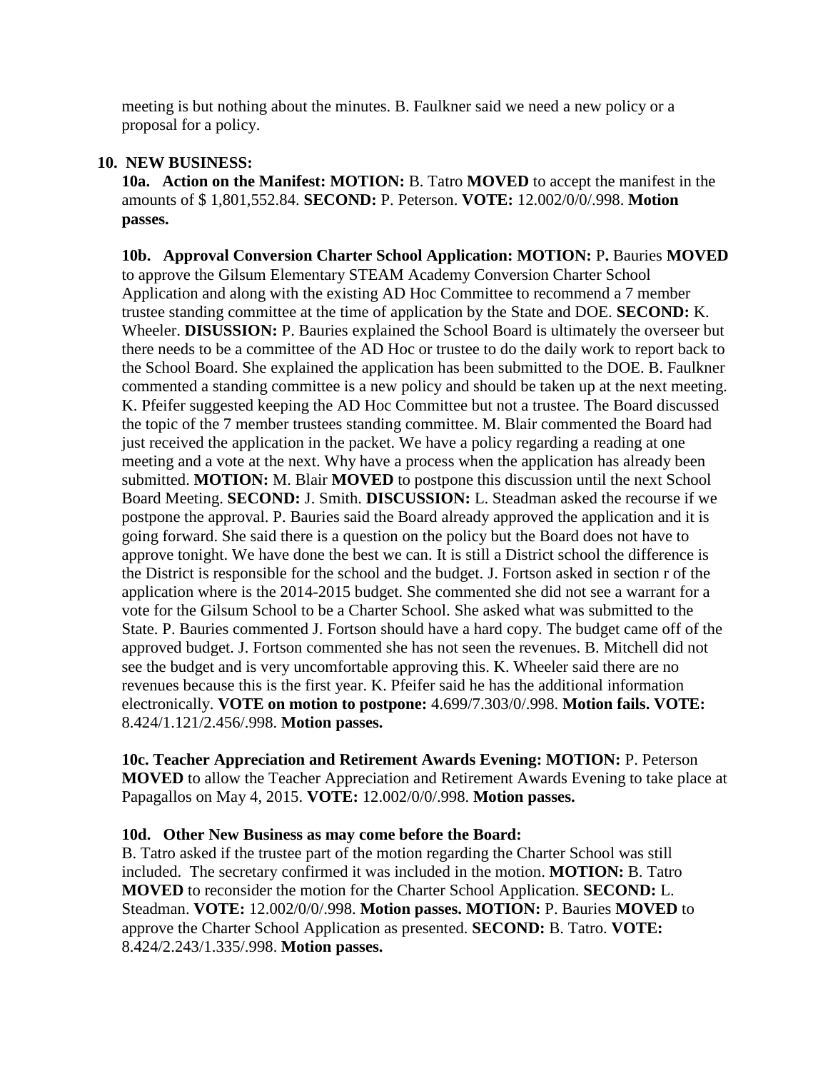meeting is but nothing about the minutes. B. Faulkner said we need a new policy or a proposal for a policy.

**10. NEW BUSINESS:**

**10a. Action on the Manifest: MOTION:** B. Tatro **MOVED** to accept the manifest in the amounts of $ 1,801,552.84. **SECOND:** P. Peterson. **VOTE:** 12.002/0/0/.998. **Motion passes.**

**10b. Approval Conversion Charter School Application: MOTION:** P**.** Bauries **MOVED** to approve the Gilsum Elementary STEAM Academy Conversion Charter School Application and along with the existing AD Hoc Committee to recommend a 7 member trustee standing committee at the time of application by the State and DOE. **SECOND:** K. Wheeler. **DISUSSION:** P. Bauries explained the School Board is ultimately the overseer but there needs to be a committee of the AD Hoc or trustee to do the daily work to report back to the School Board. She explained the application has been submitted to the DOE. B. Faulkner commented a standing committee is a new policy and should be taken up at the next meeting. K. Pfeifer suggested keeping the AD Hoc Committee but not a trustee. The Board discussed the topic of the 7 member trustees standing committee. M. Blair commented the Board had just received the application in the packet. We have a policy regarding a reading at one meeting and a vote at the next. Why have a process when the application has already been submitted. **MOTION:** M. Blair **MOVED** to postpone this discussion until the next School Board Meeting. **SECOND:** J. Smith. **DISCUSSION:** L. Steadman asked the recourse if we postpone the approval. P. Bauries said the Board already approved the application and it is going forward. She said there is a question on the policy but the Board does not have to approve tonight. We have done the best we can. It is still a District school the difference is the District is responsible for the school and the budget. J. Fortson asked in section r of the application where is the 2014-2015 budget. She commented she did not see a warrant for a vote for the Gilsum School to be a Charter School. She asked what was submitted to the State. P. Bauries commented J. Fortson should have a hard copy. The budget came off of the approved budget. J. Fortson commented she has not seen the revenues. B. Mitchell did not see the budget and is very uncomfortable approving this. K. Wheeler said there are no revenues because this is the first year. K. Pfeifer said he has the additional information electronically. **VOTE on motion to postpone:** 4.699/7.303/0/.998. **Motion fails. VOTE:** 8.424/1.121/2.456/.998. **Motion passes.**

**10c. Teacher Appreciation and Retirement Awards Evening: MOTION:** P. Peterson **MOVED** to allow the Teacher Appreciation and Retirement Awards Evening to take place at Papagallos on May 4, 2015. **VOTE:** 12.002/0/0/.998. **Motion passes.**

**10d. Other New Business as may come before the Board:**
B. Tatro asked if the trustee part of the motion regarding the Charter School was still included. The secretary confirmed it was included in the motion. **MOTION:** B. Tatro **MOVED** to reconsider the motion for the Charter School Application. **SECOND:** L. Steadman. **VOTE:** 12.002/0/0/.998. **Motion passes. MOTION:** P. Bauries **MOVED** to approve the Charter School Application as presented. **SECOND:** B. Tatro. **VOTE:** 8.424/2.243/1.335/.998. **Motion passes.**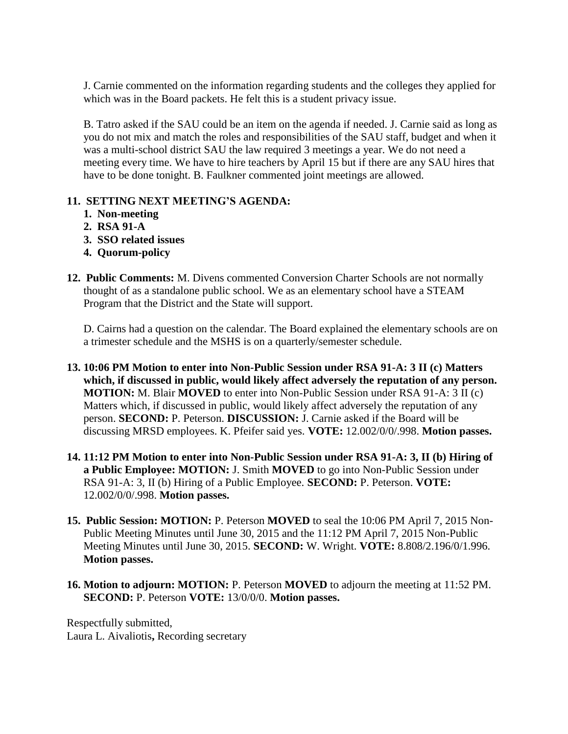J. Carnie commented on the information regarding students and the colleges they applied for which was in the Board packets. He felt this is a student privacy issue.

B. Tatro asked if the SAU could be an item on the agenda if needed. J. Carnie said as long as you do not mix and match the roles and responsibilities of the SAU staff, budget and when it was a multi-school district SAU the law required 3 meetings a year. We do not need a meeting every time. We have to hire teachers by April 15 but if there are any SAU hires that have to be done tonight. B. Faulkner commented joint meetings are allowed.

**11. SETTING NEXT MEETING'S AGENDA:**

1. **Non-meeting**
2. **RSA 91-A**
3. **SSO related issues**
4. **Quorum-policy**

**12. Public Comments:** M. Divens commented Conversion Charter Schools are not normally thought of as a standalone public school. We as an elementary school have a STEAM Program that the District and the State will support.

D. Cairns had a question on the calendar. The Board explained the elementary schools are on a trimester schedule and the MSHS is on a quarterly/semester schedule.

**13. 10:06 PM Motion to enter into Non-Public Session under RSA 91-A: 3 II (c) Matters which, if discussed in public, would likely affect adversely the reputation of any person. MOTION:** M. Blair **MOVED** to enter into Non-Public Session under RSA 91-A: 3 II (c) Matters which, if discussed in public, would likely affect adversely the reputation of any person. **SECOND:** P. Peterson. **DISCUSSION:** J. Carnie asked if the Board will be discussing MRSD employees. K. Pfeifer said yes. **VOTE:** 12.002/0/0/.998. **Motion passes.**

**14. 11:12 PM Motion to enter into Non-Public Session under RSA 91-A: 3, II (b) Hiring of a Public Employee: MOTION:** J. Smith **MOVED** to go into Non-Public Session under RSA 91-A: 3, II (b) Hiring of a Public Employee. **SECOND:** P. Peterson. **VOTE:** 12.002/0/0/.998. **Motion passes.**

**15. Public Session: MOTION:** P. Peterson **MOVED** to seal the 10:06 PM April 7, 2015 Non-Public Meeting Minutes until June 30, 2015 and the 11:12 PM April 7, 2015 Non-Public Meeting Minutes until June 30, 2015. **SECOND:** W. Wright. **VOTE:** 8.808/2.196/0/1.996. **Motion passes.**

**16. Motion to adjourn: MOTION:** P. Peterson **MOVED** to adjourn the meeting at 11:52 PM. **SECOND:** P. Peterson **VOTE:** 13/0/0/0. **Motion passes.**

Respectfully submitted,
Laura L. Aivaliotis**,** Recording secretary